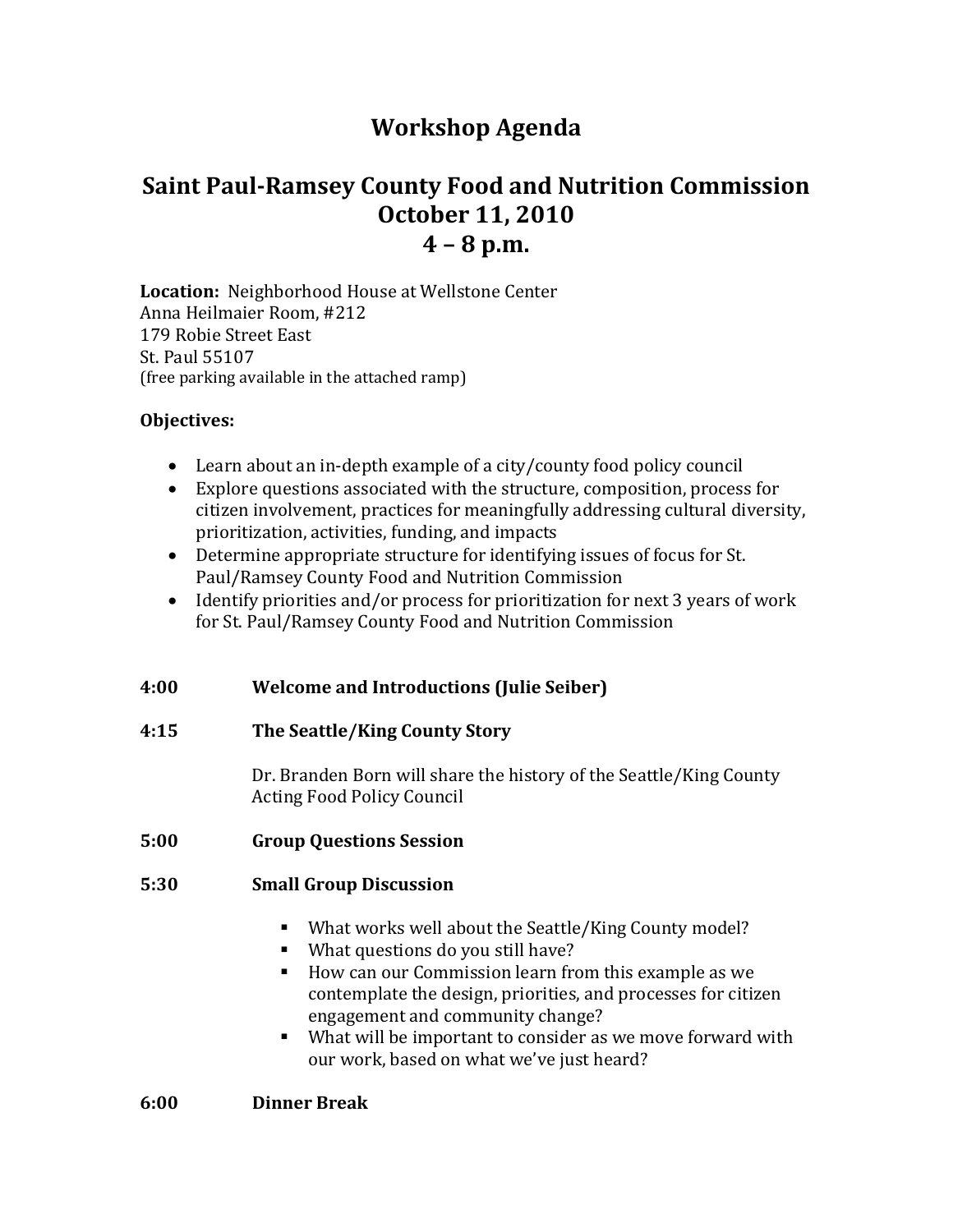# Workshop Agenda

## Saint Paul-Ramsey County Food and Nutrition Commission
## October 11, 2010
## 4 – 8 p.m.

**Location:** Neighborhood House at Wellstone Center
Anna Heilmaier Room, #212
179 Robie Street East
St. Paul 55107
(free parking available in the attached ramp)

**Objectives:**

- Learn about an in-depth example of a city/county food policy council
- Explore questions associated with the structure, composition, process for citizen involvement, practices for meaningfully addressing cultural diversity, prioritization, activities, funding, and impacts
- Determine appropriate structure for identifying issues of focus for St. Paul/Ramsey County Food and Nutrition Commission
- Identify priorities and/or process for prioritization for next 3 years of work for St. Paul/Ramsey County Food and Nutrition Commission

**4:00** **Welcome and Introductions (Julie Seiber)**

**4:15** **The Seattle/King County Story**

Dr. Branden Born will share the history of the Seattle/King County Acting Food Policy Council

**5:00** **Group Questions Session**

**5:30** **Small Group Discussion**

- What works well about the Seattle/King County model?
- What questions do you still have?
- How can our Commission learn from this example as we contemplate the design, priorities, and processes for citizen engagement and community change?
- What will be important to consider as we move forward with our work, based on what we've just heard?

**6:00** **Dinner Break**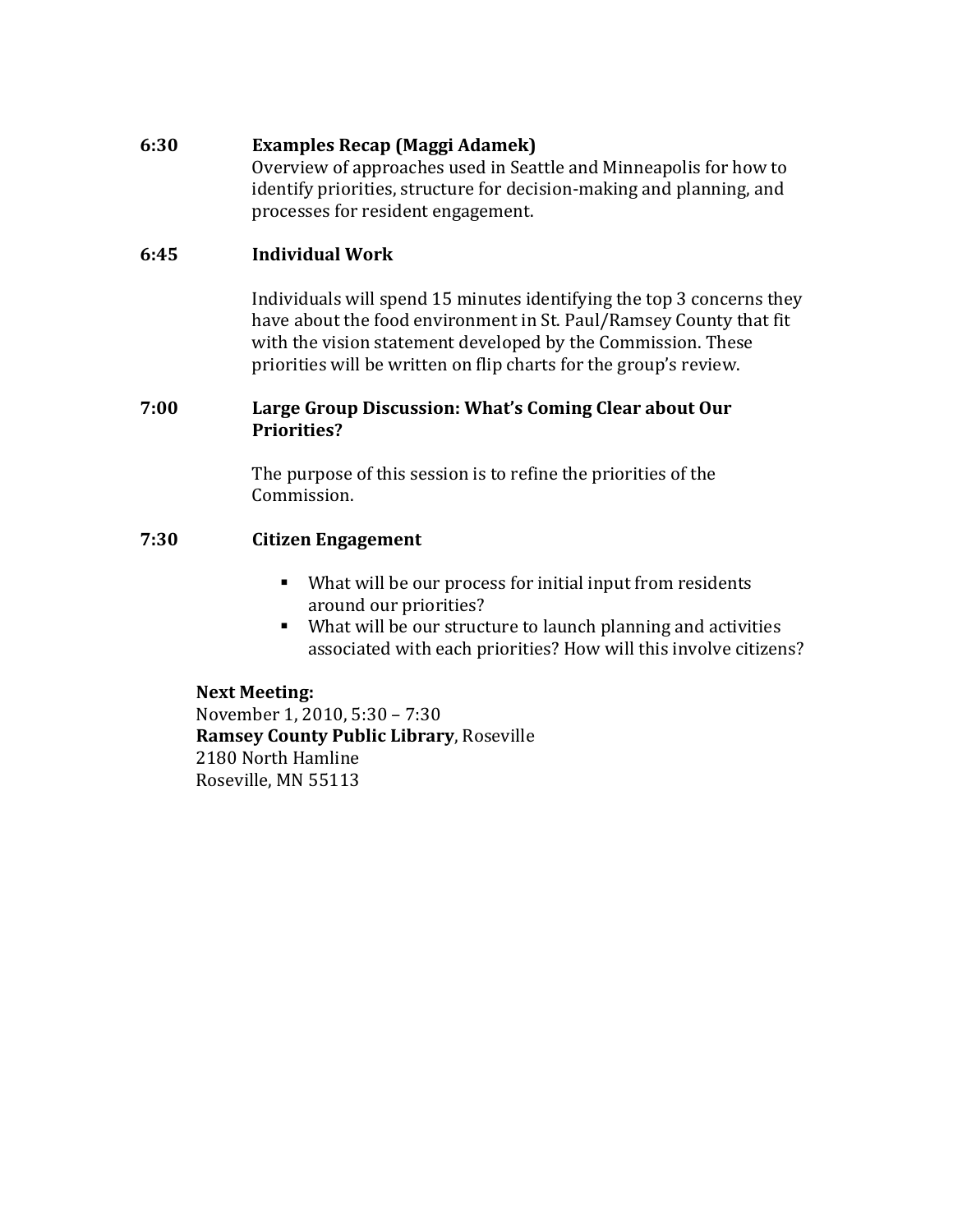**6:30** **Examples Recap (Maggi Adamek)**

Overview of approaches used in Seattle and Minneapolis for how to identify priorities, structure for decision-making and planning, and processes for resident engagement.

**6:45** **Individual Work**

Individuals will spend 15 minutes identifying the top 3 concerns they have about the food environment in St. Paul/Ramsey County that fit with the vision statement developed by the Commission. These priorities will be written on flip charts for the group's review.

**7:00** **Large Group Discussion: What's Coming Clear about Our Priorities?**

The purpose of this session is to refine the priorities of the Commission.

**7:30** **Citizen Engagement**

- What will be our process for initial input from residents around our priorities?
- What will be our structure to launch planning and activities associated with each priorities? How will this involve citizens?

**Next Meeting:**
November 1, 2010, 5:30 – 7:30
**Ramsey County Public Library**, Roseville
2180 North Hamline
Roseville, MN 55113